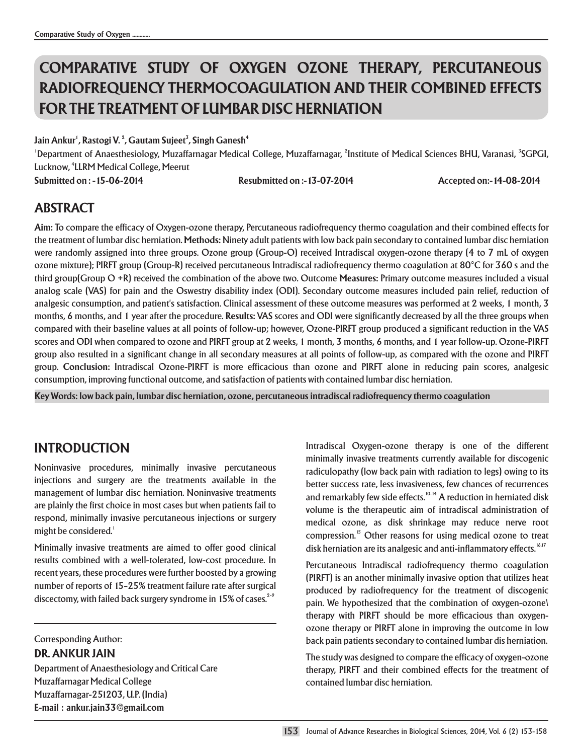# COMPARATIVE STUDY OF OXYGEN OZONE THERAPY, PERCUTANEOUS RADIOFREQUENCY THERMOCOAGULATION AND THEIR COMBINED EFFECTS FOR THE TREATMENT OF LUMBAR DISC HERNIATION

**Jain Ankur[1], Rastogi V. [2], Gautam Sujeet[3], Singh Ganesh[4]**

[1]Department of Anaesthesiology, Muzaffarnagar Medical College, Muzaffarnagar, [2]Institute of Medical Sciences BHU, Varanasi, [3]SGPGI, Lucknow, [4]LLRM Medical College, Meerut

**Submitted on : -15-06-2014** **Resubmitted on :-13-07-2014** **Accepted on:-14-08-2014**

## ABSTRACT

**Aim:** To compare the efficacy of Oxygen-ozone therapy, Percutaneous radiofrequency thermo coagulation and their combined effects for the treatment of lumbar disc herniation. **Methods:** Ninety adult patients with low back pain secondary to contained lumbar disc herniation were randomly assigned into three groups. Ozone group (Group-O) received Intradiscal oxygen-ozone therapy (4 to 7 mL of oxygen ozone mixture); PIRFT group (Group-R) received percutaneous Intradiscal radiofrequency thermo coagulation at 80°C for 360 s and the third group(Group O +R) received the combination of the above two. Outcome **Measures:** Primary outcome measures included a visual analog scale (VAS) for pain and the Oswestry disability index (ODI). Secondary outcome measures included pain relief, reduction of analgesic consumption, and patient's satisfaction. Clinical assessment of these outcome measures was performed at 2 weeks, 1 month, 3 months, 6 months, and 1 year after the procedure. **Results:** VAS scores and ODI were significantly decreased by all the three groups when compared with their baseline values at all points of follow-up; however, Ozone-PIRFT group produced a significant reduction in the VAS scores and ODI when compared to ozone and PIRFT group at 2 weeks, 1 month, 3 months, 6 months, and 1 year follow-up. Ozone-PIRFT group also resulted in a significant change in all secondary measures at all points of follow-up, as compared with the ozone and PIRFT group. **Conclusion:** Intradiscal Ozone-PIRFT is more efficacious than ozone and PIRFT alone in reducing pain scores, analgesic consumption, improving functional outcome, and satisfaction of patients with contained lumbar disc herniation.

**Key Words: low back pain, lumbar disc herniation, ozone, percutaneous intradiscal radiofrequency thermo coagulation**

## INTRODUCTION

Noninvasive procedures, minimally invasive percutaneous injections and surgery are the treatments available in the management of lumbar disc herniation. Noninvasive treatments are plainly the first choice in most cases but when patients fail to respond, minimally invasive percutaneous injections or surgery might be considered.[1]

Minimally invasive treatments are aimed to offer good clinical results combined with a well-tolerated, low-cost procedure. In recent years, these procedures were further boosted by a growing number of reports of 15–25% treatment failure rate after surgical discectomy, with failed back surgery syndrome in 15% of cases.[2-9]

Intradiscal Oxygen-ozone therapy is one of the different minimally invasive treatments currently available for discogenic radiculopathy (low back pain with radiation to legs) owing to its better success rate, less invasiveness, few chances of recurrences and remarkably few side effects.[10-14] A reduction in herniated disk volume is the therapeutic aim of intradiscal administration of medical ozone, as disk shrinkage may reduce nerve root compression.[15] Other reasons for using medical ozone to treat disk herniation are its analgesic and anti-inflammatory effects.[16,17]

Percutaneous Intradiscal radiofrequency thermo coagulation (PIRFT) is an another minimally invasive option that utilizes heat produced by radiofrequency for the treatment of discogenic pain. We hypothesized that the combination of oxygen-ozone\ therapy with PIRFT should be more efficacious than oxygen-ozone therapy or PIRFT alone in improving the outcome in low back pain patients secondary to contained lumbar dis herniation.

The study was designed to compare the efficacy of oxygen-ozone therapy, PIRFT and their combined effects for the treatment of contained lumbar disc herniation.

Corresponding Author:

**DR. ANKUR JAIN**

Department of Anaesthesiology and Critical Care
Muzaffarnagar Medical College
Muzaffarnagar-251203, U.P. (India)
E-mail : ankur.jain33@gmail.com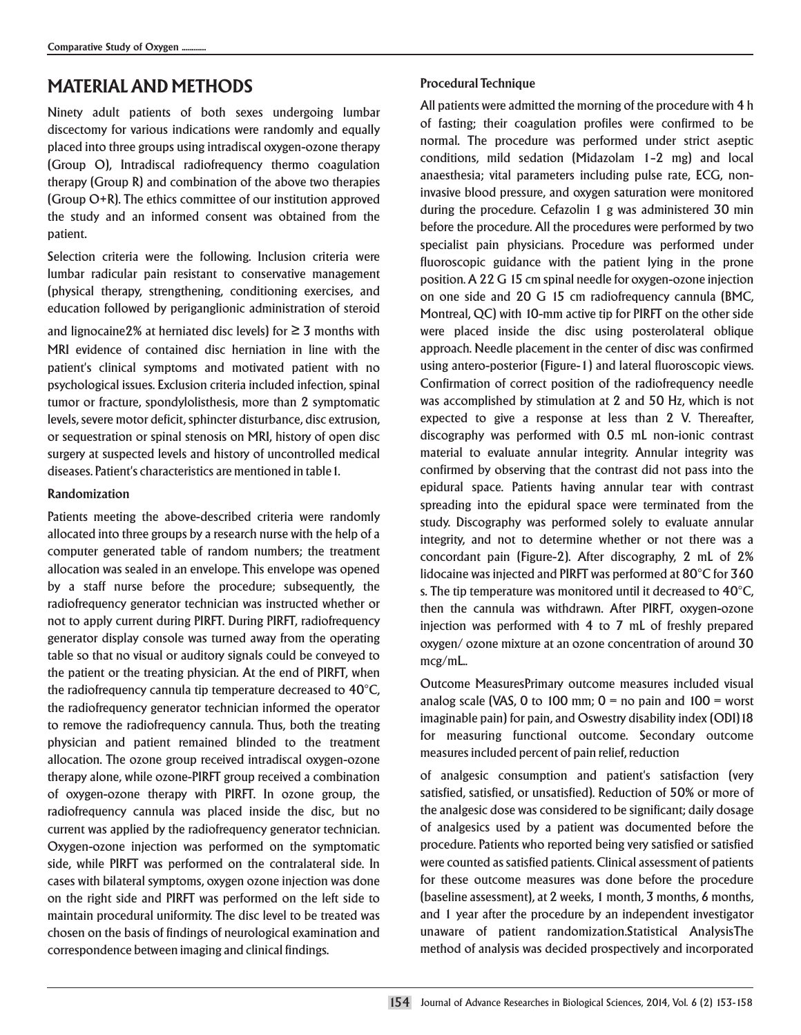## MATERIAL AND METHODS

Ninety adult patients of both sexes undergoing lumbar discectomy for various indications were randomly and equally placed into three groups using intradiscal oxygen-ozone therapy (Group O), Intradiscal radiofrequency thermo coagulation therapy (Group R) and combination of the above two therapies (Group O+R). The ethics committee of our institution approved the study and an informed consent was obtained from the patient.

Selection criteria were the following. Inclusion criteria were lumbar radicular pain resistant to conservative management (physical therapy, strengthening, conditioning exercises, and education followed by periganglionic administration of steroid and lignocaine2% at herniated disc levels) for ≥ 3 months with MRI evidence of contained disc herniation in line with the patient's clinical symptoms and motivated patient with no psychological issues. Exclusion criteria included infection, spinal tumor or fracture, spondylolisthesis, more than 2 symptomatic levels, severe motor deficit, sphincter disturbance, disc extrusion, or sequestration or spinal stenosis on MRI, history of open disc surgery at suspected levels and history of uncontrolled medical diseases. Patient's characteristics are mentioned in table1.

### Randomization

Patients meeting the above-described criteria were randomly allocated into three groups by a research nurse with the help of a computer generated table of random numbers; the treatment allocation was sealed in an envelope. This envelope was opened by a staff nurse before the procedure; subsequently, the radiofrequency generator technician was instructed whether or not to apply current during PIRFT. During PIRFT, radiofrequency generator display console was turned away from the operating table so that no visual or auditory signals could be conveyed to the patient or the treating physician. At the end of PIRFT, when the radiofrequency cannula tip temperature decreased to 40°C, the radiofrequency generator technician informed the operator to remove the radiofrequency cannula. Thus, both the treating physician and patient remained blinded to the treatment allocation. The ozone group received intradiscal oxygen-ozone therapy alone, while ozone-PIRFT group received a combination of oxygen-ozone therapy with PIRFT. In ozone group, the radiofrequency cannula was placed inside the disc, but no current was applied by the radiofrequency generator technician. Oxygen-ozone injection was performed on the symptomatic side, while PIRFT was performed on the contralateral side. In cases with bilateral symptoms, oxygen ozone injection was done on the right side and PIRFT was performed on the left side to maintain procedural uniformity. The disc level to be treated was chosen on the basis of findings of neurological examination and correspondence between imaging and clinical findings.

### Procedural Technique

All patients were admitted the morning of the procedure with 4 h of fasting; their coagulation profiles were confirmed to be normal. The procedure was performed under strict aseptic conditions, mild sedation (Midazolam 1-2 mg) and local anaesthesia; vital parameters including pulse rate, ECG, non-invasive blood pressure, and oxygen saturation were monitored during the procedure. Cefazolin 1 g was administered 30 min before the procedure. All the procedures were performed by two specialist pain physicians. Procedure was performed under fluoroscopic guidance with the patient lying in the prone position. A 22 G 15 cm spinal needle for oxygen-ozone injection on one side and 20 G 15 cm radiofrequency cannula (BMC, Montreal, QC) with 10-mm active tip for PIRFT on the other side were placed inside the disc using posterolateral oblique approach. Needle placement in the center of disc was confirmed using antero-posterior (Figure-1) and lateral fluoroscopic views. Confirmation of correct position of the radiofrequency needle was accomplished by stimulation at 2 and 50 Hz, which is not expected to give a response at less than 2 V. Thereafter, discography was performed with 0.5 mL non-ionic contrast material to evaluate annular integrity. Annular integrity was confirmed by observing that the contrast did not pass into the epidural space. Patients having annular tear with contrast spreading into the epidural space were terminated from the study. Discography was performed solely to evaluate annular integrity, and not to determine whether or not there was a concordant pain (Figure-2). After discography, 2 mL of 2% lidocaine was injected and PIRFT was performed at 80°C for 360 s. The tip temperature was monitored until it decreased to 40°C, then the cannula was withdrawn. After PIRFT, oxygen-ozone injection was performed with 4 to 7 mL of freshly prepared oxygen/ ozone mixture at an ozone concentration of around 30 mcg/mL..

### Outcome Measures

Primary outcome measures included visual analog scale (VAS, 0 to 100 mm; 0 = no pain and 100 = worst imaginable pain) for pain, and Oswestry disability index (ODI)18 for measuring functional outcome. Secondary outcome measures included percent of pain relief, reduction of analgesic consumption and patient's satisfaction (very satisfied, satisfied, or unsatisfied). Reduction of 50% or more of the analgesic dose was considered to be significant; daily dosage of analgesics used by a patient was documented before the procedure. Patients who reported being very satisfied or satisfied were counted as satisfied patients. Clinical assessment of patients for these outcome measures was done before the procedure (baseline assessment), at 2 weeks, 1 month, 3 months, 6 months, and 1 year after the procedure by an independent investigator unaware of patient randomization.

### Statistical Analysis

The method of analysis was decided prospectively and incorporated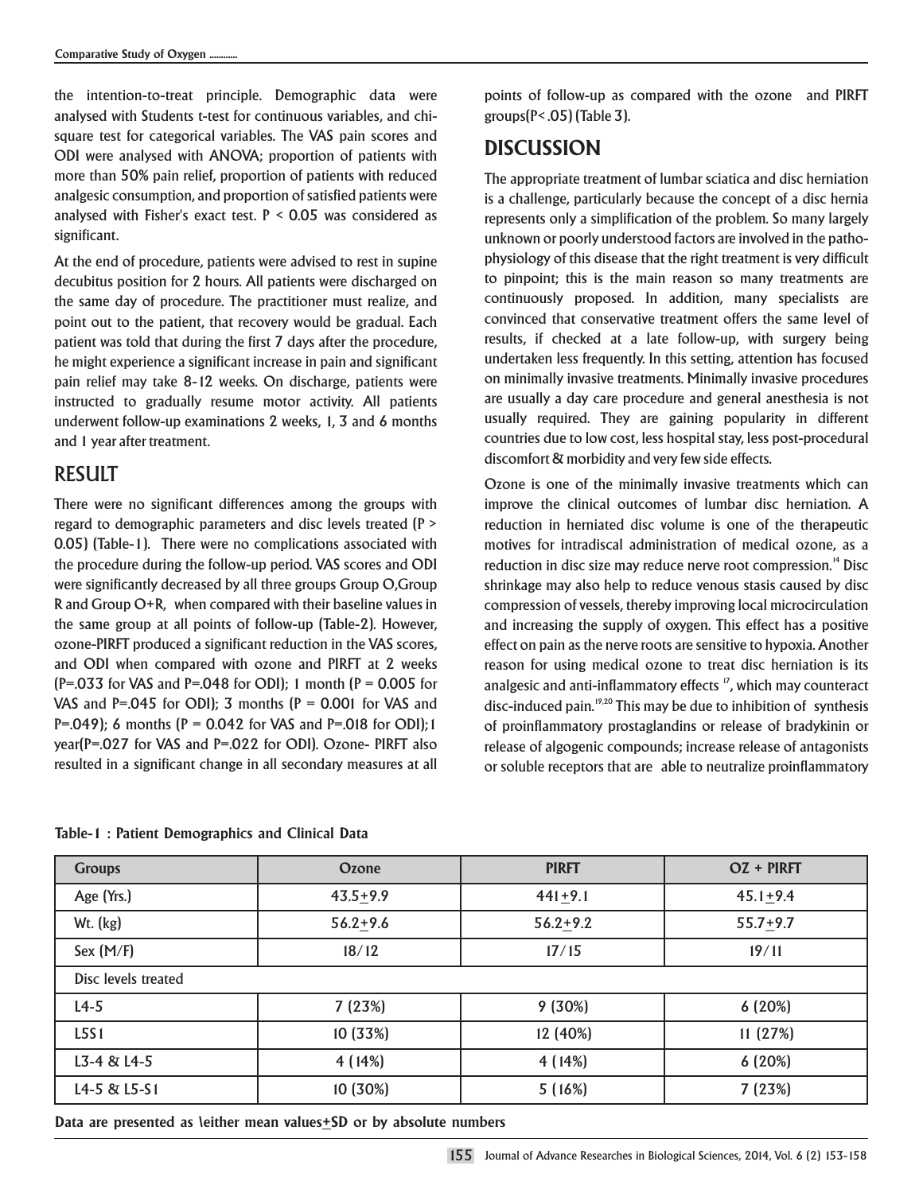the intention-to-treat principle. Demographic data were analysed with Students t-test for continuous variables, and chi-square test for categorical variables. The VAS pain scores and ODI were analysed with ANOVA; proportion of patients with more than 50% pain relief, proportion of patients with reduced analgesic consumption, and proportion of satisfied patients were analysed with Fisher's exact test. $P < 0.05$ was considered as significant.

At the end of procedure, patients were advised to rest in supine decubitus position for 2 hours. All patients were discharged on the same day of procedure. The practitioner must realize, and point out to the patient, that recovery would be gradual. Each patient was told that during the first 7 days after the procedure, he might experience a significant increase in pain and significant pain relief may take 8-12 weeks. On discharge, patients were instructed to gradually resume motor activity. All patients underwent follow-up examinations 2 weeks, 1, 3 and 6 months and 1 year after treatment.

## RESULT

There were no significant differences among the groups with regard to demographic parameters and disc levels treated ($P > 0.05$) (Table-1). There were no complications associated with the procedure during the follow-up period. VAS scores and ODI were significantly decreased by all three groups Group O,Group R and Group O+R, when compared with their baseline values in the same group at all points of follow-up (Table-2). However, ozone-PIRFT produced a significant reduction in the VAS scores, and ODI when compared with ozone and PIRFT at 2 weeks ($P=.033$ for VAS and $P=.048$ for ODI); 1 month ($P = 0.005$ for VAS and $P=.045$ for ODI); 3 months ($P = 0.001$ for VAS and $P=.049$); 6 months ($P = 0.042$ for VAS and $P=.018$ for ODI);1 year($P=.027$ for VAS and $P=.022$ for ODI). Ozone- PIRFT also resulted in a significant change in all secondary measures at all points of follow-up as compared with the ozone and PIRFT groups($P< .05$) (Table 3).

## DISCUSSION

The appropriate treatment of lumbar sciatica and disc herniation is a challenge, particularly because the concept of a disc hernia represents only a simplification of the problem. So many largely unknown or poorly understood factors are involved in the patho-physiology of this disease that the right treatment is very difficult to pinpoint; this is the main reason so many treatments are continuously proposed. In addition, many specialists are convinced that conservative treatment offers the same level of results, if checked at a late follow-up, with surgery being undertaken less frequently. In this setting, attention has focused on minimally invasive treatments. Minimally invasive procedures are usually a day care procedure and general anesthesia is not usually required. They are gaining popularity in different countries due to low cost, less hospital stay, less post-procedural discomfort & morbidity and very few side effects.

Ozone is one of the minimally invasive treatments which can improve the clinical outcomes of lumbar disc herniation. A reduction in herniated disc volume is one of the therapeutic motives for intradiscal administration of medical ozone, as a reduction in disc size may reduce nerve root compression.[14] Disc shrinkage may also help to reduce venous stasis caused by disc compression of vessels, thereby improving local microcirculation and increasing the supply of oxygen. This effect has a positive effect on pain as the nerve roots are sensitive to hypoxia. Another reason for using medical ozone to treat disc herniation is its analgesic and anti-inflammatory effects [17], which may counteract disc-induced pain.[19,20] This may be due to inhibition of synthesis of proinflammatory prostaglandins or release of bradykinin or release of algogenic compounds; increase release of antagonists or soluble receptors that are able to neutralize proinflammatory

**Table-1 : Patient Demographics and Clinical Data**

| Groups | Ozone | PIRFT | OZ + PIRFT |
|---|---|---|---|
| Age (Yrs.) | 43.5±9.9 | 441±9.1 | 45.1±9.4 |
| Wt. (kg) | 56.2±9.6 | 56.2±9.2 | 55.7±9.7 |
| Sex (M/F) | 18/12 | 17/15 | 19/11 |
| Disc levels treated | | | |
| L4-5 | 7 (23%) | 9 (30%) | 6 (20%) |
| L5S1 | 10 (33%) | 12 (40%) | 11 (27%) |
| L3-4 & L4-5 | 4 (14%) | 4 (14%) | 6 (20%) |
| L4-5 & L5-S1 | 10 (30%) | 5 (16%) | 7 (23%) |

**Data are presented as \either mean values±SD or by absolute numbers**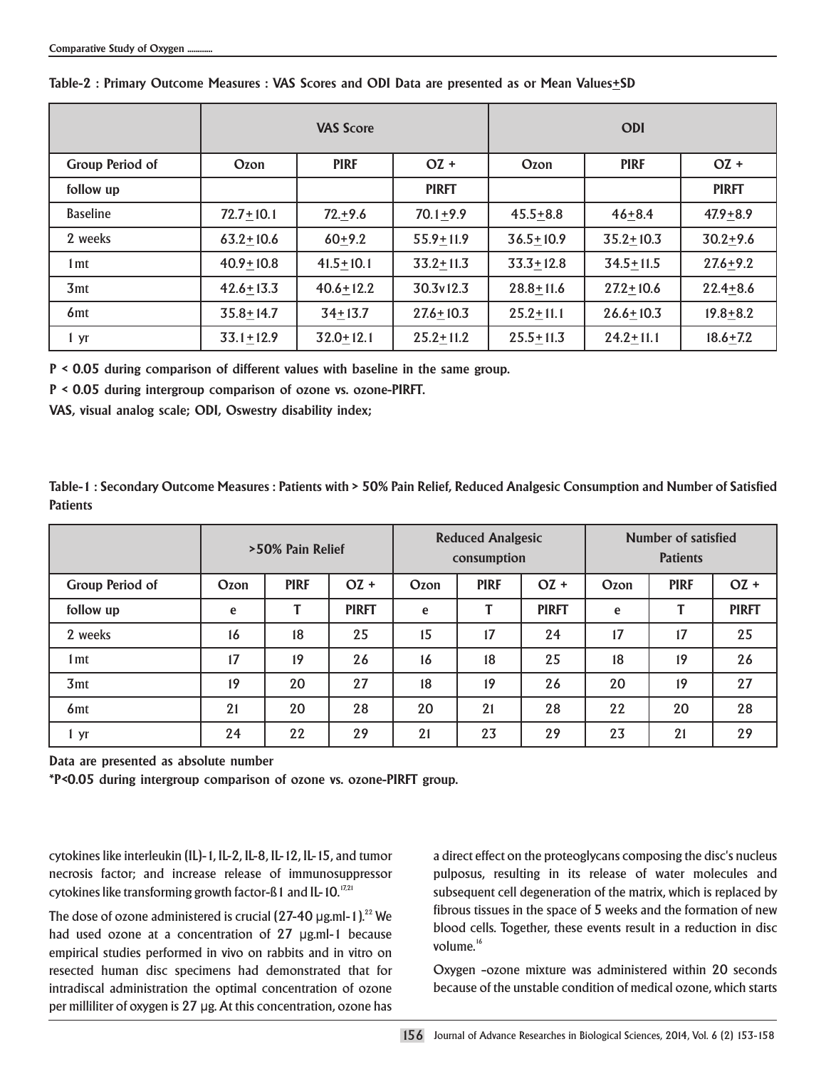**Table-2 : Primary Outcome Measures : VAS Scores and ODI Data are presented as or Mean Values±SD**

| | VAS Score | | | ODI | | |
|---|---|---|---|---|---|---|
| Group Period of | Ozon | PIRF | OZ + | Ozon | PIRF | OZ + |
| follow up | | | PIRFT | | | PIRFT |
| Baseline | 72.7±10.1 | 72.±9.6 | 70.1±9.9 | 45.5±8.8 | 46±8.4 | 47.9±8.9 |
| 2 weeks | 63.2±10.6 | 60±9.2 | 55.9±11.9 | 36.5±10.9 | 35.2±10.3 | 30.2±9.6 |
| 1mt | 40.9±10.8 | 41.5±10.1 | 33.2±11.3 | 33.3±12.8 | 34.5±11.5 | 27.6±9.2 |
| 3mt | 42.6±13.3 | 40.6±12.2 | 30.3v12.3 | 28.8±11.6 | 27.2±10.6 | 22.4±8.6 |
| 6mt | 35.8±14.7 | 34±13.7 | 27.6±10.3 | 25.2±11.1 | 26.6±10.3 | 19.8±8.2 |
| 1 yr | 33.1±12.9 | 32.0±12.1 | 25.2±11.2 | 25.5±11.3 | 24.2±11.1 | 18.6±7.2 |

**P < 0.05 during comparison of different values with baseline in the same group.**

**P < 0.05 during intergroup comparison of ozone vs. ozone-PIRFT.**

**VAS, visual analog scale; ODI, Oswestry disability index;**

**Table-1 : Secondary Outcome Measures : Patients with > 50% Pain Relief, Reduced Analgesic Consumption and Number of Satisfied Patients**

| | >50% Pain Relief | | | Reduced Analgesic consumption | | | Number of satisfied Patients | | |
|---|---|---|---|---|---|---|---|---|---|
| Group Period of | Ozon | PIRF | OZ + | Ozon | PIRF | OZ + | Ozon | PIRF | OZ + |
| follow up | e | T | PIRFT | e | T | PIRFT | e | T | PIRFT |
| 2 weeks | 16 | 18 | 25 | 15 | 17 | 24 | 17 | 17 | 25 |
| 1mt | 17 | 19 | 26 | 16 | 18 | 25 | 18 | 19 | 26 |
| 3mt | 19 | 20 | 27 | 18 | 19 | 26 | 20 | 19 | 27 |
| 6mt | 21 | 20 | 28 | 20 | 21 | 28 | 22 | 20 | 28 |
| 1 yr | 24 | 22 | 29 | 21 | 23 | 29 | 23 | 21 | 29 |

**Data are presented as absolute number**

**\*P<0.05 during intergroup comparison of ozone vs. ozone-PIRFT group.**

cytokines like interleukin (IL)-1, IL-2, IL-8, IL-12, IL-15, and tumor necrosis factor; and increase release of immunosuppressor cytokines like transforming growth factor-ß1 and IL-10.[17,21]

The dose of ozone administered is crucial (27-40 μg.ml-1).[22] We had used ozone at a concentration of 27 μg.ml-1 because empirical studies performed in vivo on rabbits and in vitro on resected human disc specimens had demonstrated that for intradiscal administration the optimal concentration of ozone per milliliter of oxygen is 27 μg. At this concentration, ozone has a direct effect on the proteoglycans composing the disc's nucleus pulposus, resulting in its release of water molecules and subsequent cell degeneration of the matrix, which is replaced by fibrous tissues in the space of 5 weeks and the formation of new blood cells. Together, these events result in a reduction in disc volume.[16]

Oxygen –ozone mixture was administered within 20 seconds because of the unstable condition of medical ozone, which starts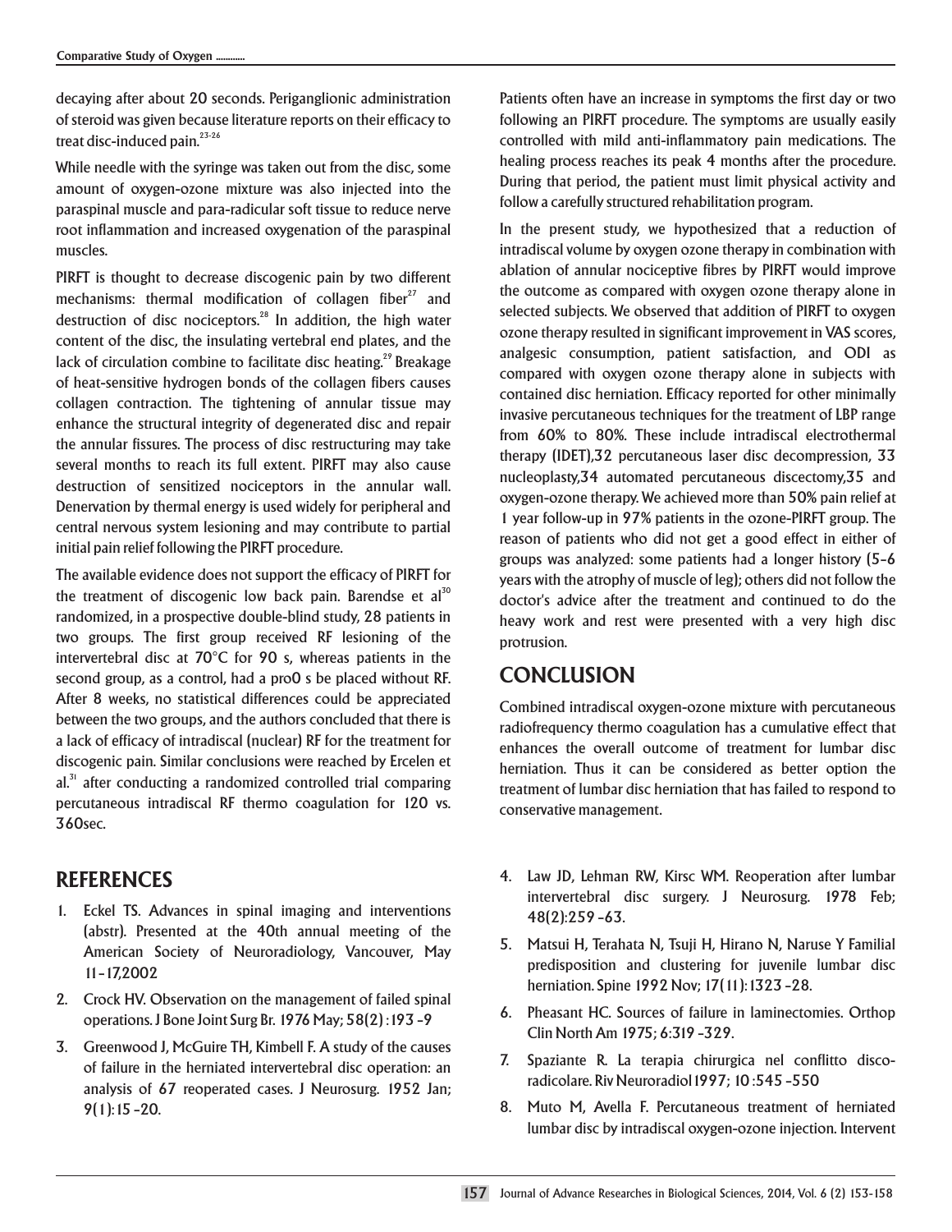decaying after about 20 seconds. Periganglionic administration of steroid was given because literature reports on their efficacy to treat disc-induced pain.[23-26]

While needle with the syringe was taken out from the disc, some amount of oxygen-ozone mixture was also injected into the paraspinal muscle and para-radicular soft tissue to reduce nerve root inflammation and increased oxygenation of the paraspinal muscles.

PIRFT is thought to decrease discogenic pain by two different mechanisms: thermal modification of collagen fiber[27] and destruction of disc nociceptors.[28] In addition, the high water content of the disc, the insulating vertebral end plates, and the lack of circulation combine to facilitate disc heating.[29] Breakage of heat-sensitive hydrogen bonds of the collagen fibers causes collagen contraction. The tightening of annular tissue may enhance the structural integrity of degenerated disc and repair the annular fissures. The process of disc restructuring may take several months to reach its full extent. PIRFT may also cause destruction of sensitized nociceptors in the annular wall. Denervation by thermal energy is used widely for peripheral and central nervous system lesioning and may contribute to partial initial pain relief following the PIRFT procedure.

The available evidence does not support the efficacy of PIRFT for the treatment of discogenic low back pain. Barendse et al[30] randomized, in a prospective double-blind study, 28 patients in two groups. The first group received RF lesioning of the intervertebral disc at 70°C for 90 s, whereas patients in the second group, as a control, had a pro0 s be placed without RF. After 8 weeks, no statistical differences could be appreciated between the two groups, and the authors concluded that there is a lack of efficacy of intradiscal (nuclear) RF for the treatment for discogenic pain. Similar conclusions were reached by Ercelen et al.[31] after conducting a randomized controlled trial comparing percutaneous intradiscal RF thermo coagulation for 120 vs. 360sec.

Patients often have an increase in symptoms the first day or two following an PIRFT procedure. The symptoms are usually easily controlled with mild anti-inflammatory pain medications. The healing process reaches its peak 4 months after the procedure. During that period, the patient must limit physical activity and follow a carefully structured rehabilitation program.

In the present study, we hypothesized that a reduction of intradiscal volume by oxygen ozone therapy in combination with ablation of annular nociceptive fibres by PIRFT would improve the outcome as compared with oxygen ozone therapy alone in selected subjects. We observed that addition of PIRFT to oxygen ozone therapy resulted in significant improvement in VAS scores, analgesic consumption, patient satisfaction, and ODI as compared with oxygen ozone therapy alone in subjects with contained disc herniation. Efficacy reported for other minimally invasive percutaneous techniques for the treatment of LBP range from 60% to 80%. These include intradiscal electrothermal therapy (IDET),32 percutaneous laser disc decompression, 33 nucleoplasty,34 automated percutaneous discectomy,35 and oxygen-ozone therapy. We achieved more than 50% pain relief at 1 year follow-up in 97% patients in the ozone-PIRFT group. The reason of patients who did not get a good effect in either of groups was analyzed: some patients had a longer history (5-6 years with the atrophy of muscle of leg); others did not follow the doctor's advice after the treatment and continued to do the heavy work and rest were presented with a very high disc protrusion.

## CONCLUSION

Combined intradiscal oxygen-ozone mixture with percutaneous radiofrequency thermo coagulation has a cumulative effect that enhances the overall outcome of treatment for lumbar disc herniation. Thus it can be considered as better option the treatment of lumbar disc herniation that has failed to respond to conservative management.

## REFERENCES

1. Eckel TS. Advances in spinal imaging and interventions (abstr). Presented at the 40th annual meeting of the American Society of Neuroradiology, Vancouver, May 11-17,2002
2. Crock HV. Observation on the management of failed spinal operations. J Bone Joint Surg Br. 1976 May; 58(2) :193 -9
3. Greenwood J, McGuire TH, Kimbell F. A study of the causes of failure in the herniated intervertebral disc operation: an analysis of 67 reoperated cases. J Neurosurg. 1952 Jan; 9(1):15 -20.
4. Law JD, Lehman RW, Kirsc WM. Reoperation after lumbar intervertebral disc surgery. J Neurosurg. 1978 Feb; 48(2):259 -63.
5. Matsui H, Terahata N, Tsuji H, Hirano N, Naruse Y Familial predisposition and clustering for juvenile lumbar disc herniation. Spine 1992 Nov; 17(11):1323 -28.
6. Pheasant HC. Sources of failure in laminectomies. Orthop Clin North Am 1975; 6:319 -329.
7. Spaziante R. La terapia chirurgica nel conflitto disco-radicolare. Riv Neuroradiol1997; 10 :545 -550
8. Muto M, Avella F. Percutaneous treatment of herniated lumbar disc by intradiscal oxygen-ozone injection. Intervent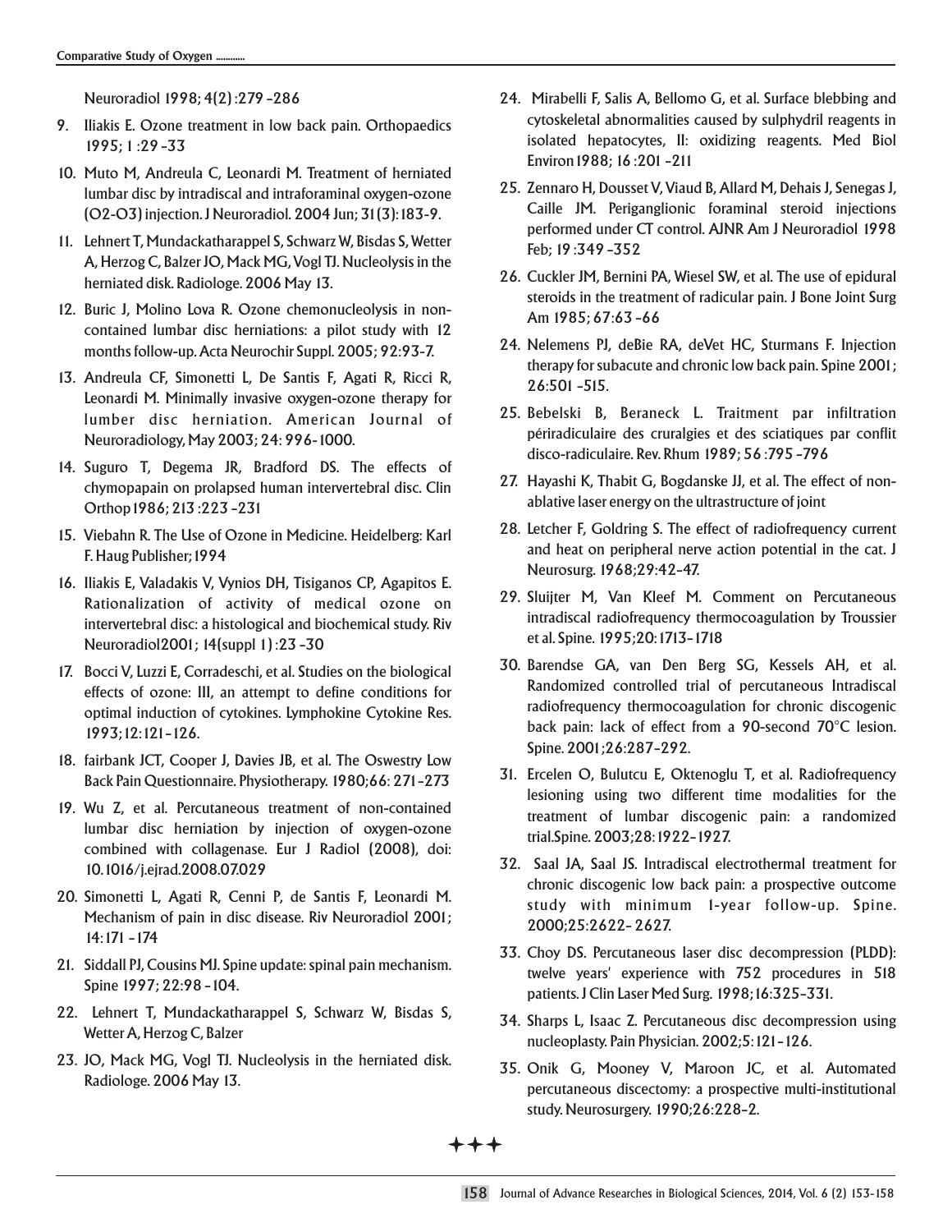Neuroradiol 1998; 4(2) :279 –286

9. Iliakis E. Ozone treatment in low back pain. Orthopaedics 1995; 1 :29 –33

10. Muto M, Andreula C, Leonardi M. Treatment of herniated lumbar disc by intradiscal and intraforaminal oxygen-ozone (O2-O3) injection. J Neuroradiol. 2004 Jun; 31(3):183-9.

11. Lehnert T, Mundackatharappel S, Schwarz W, Bisdas S, Wetter A, Herzog C, Balzer JO, Mack MG, Vogl TJ. Nucleolysis in the herniated disk. Radiologe. 2006 May 13.

12. Buric J, Molino Lova R. Ozone chemonucleolysis in non-contained lumbar disc herniations: a pilot study with 12 months follow-up. Acta Neurochir Suppl. 2005; 92:93-7.

13. Andreula CF, Simonetti L, De Santis F, Agati R, Ricci R, Leonardi M. Minimally invasive oxygen-ozone therapy for lumber disc herniation. American Journal of Neuroradiology, May 2003; 24: 996-1000.

14. Suguro T, Degema JR, Bradford DS. The effects of chymopapain on prolapsed human intervertebral disc. Clin Orthop1986; 213 :223 –231

15. Viebahn R. The Use of Ozone in Medicine. Heidelberg: Karl F. Haug Publisher; 1994

16. Iliakis E, Valadakis V, Vynios DH, Tisiganos CP, Agapitos E. Rationalization of activity of medical ozone on intervertebral disc: a histological and biochemical study. Riv Neuroradiol2001; 14(suppl 1) :23 –30

17. Bocci V, Luzzi E, Corradeschi, et al. Studies on the biological effects of ozone: III, an attempt to define conditions for optimal induction of cytokines. Lymphokine Cytokine Res. 1993;12:121–126.

18. fairbank JCT, Cooper J, Davies JB, et al. The Oswestry Low Back Pain Questionnaire. Physiotherapy. 1980;66: 271–273

19. Wu Z, et al. Percutaneous treatment of non-contained lumbar disc herniation by injection of oxygen-ozone combined with collagenase. Eur J Radiol (2008), doi: 10.1016/j.ejrad.2008.07.029

20. Simonetti L, Agati R, Cenni P, de Santis F, Leonardi M. Mechanism of pain in disc disease. Riv Neuroradiol 2001; 14:171 –174

21. Siddall PJ, Cousins MJ. Spine update: spinal pain mechanism. Spine 1997; 22:98 –104.

22. Lehnert T, Mundackatharappel S, Schwarz W, Bisdas S, Wetter A, Herzog C, Balzer

23. JO, Mack MG, Vogl TJ. Nucleolysis in the herniated disk. Radiologe. 2006 May 13.

24. Mirabelli F, Salis A, Bellomo G, et al. Surface blebbing and cytoskeletal abnormalities caused by sulphydril reagents in isolated hepatocytes, II: oxidizing reagents. Med Biol Environ1988; 16 :201 –211

25. Zennaro H, Dousset V, Viaud B, Allard M, Dehais J, Senegas J, Caille JM. Periganglionic foraminal steroid injections performed under CT control. AJNR Am J Neuroradiol 1998 Feb; 19 :349 –352

26. Cuckler JM, Bernini PA, Wiesel SW, et al. The use of epidural steroids in the treatment of radicular pain. J Bone Joint Surg Am 1985; 67:63 –66

24. Nelemens PJ, deBie RA, deVet HC, Sturmans F. Injection therapy for subacute and chronic low back pain. Spine 2001; 26:501 –515.

25. Bebelski B, Beraneck L. Traitment par infiltration périradiculaire des cruralgies et des sciatiques par conflit disco-radiculaire. Rev. Rhum 1989; 56 :795 –796

27. Hayashi K, Thabit G, Bogdanske JJ, et al. The effect of non-ablative laser energy on the ultrastructure of joint

28. Letcher F, Goldring S. The effect of radiofrequency current and heat on peripheral nerve action potential in the cat. J Neurosurg. 1968;29:42–47.

29. Sluijter M, Van Kleef M. Comment on Percutaneous intradiscal radiofrequency thermocoagulation by Troussier et al. Spine. 1995;20:1713–1718

30. Barendse GA, van Den Berg SG, Kessels AH, et al. Randomized controlled trial of percutaneous Intradiscal radiofrequency thermocoagulation for chronic discogenic back pain: lack of effect from a 90-second 70°C lesion. Spine. 2001;26:287–292.

31. Ercelen O, Bulutcu E, Oktenoglu T, et al. Radiofrequency lesioning using two different time modalities for the treatment of lumbar discogenic pain: a randomized trial.Spine. 2003;28:1922–1927.

32. Saal JA, Saal JS. Intradiscal electrothermal treatment for chronic discogenic low back pain: a prospective outcome study with minimum 1-year follow-up. Spine. 2000;25:2622– 2627.

33. Choy DS. Percutaneous laser disc decompression (PLDD): twelve years' experience with 752 procedures in 518 patients. J Clin Laser Med Surg. 1998;16:325–331.

34. Sharps L, Isaac Z. Percutaneous disc decompression using nucleoplasty. Pain Physician. 2002;5:121–126.

35. Onik G, Mooney V, Maroon JC, et al. Automated percutaneous discectomy: a prospective multi-institutional study. Neurosurgery. 1990;26:228–2.

✦✦✦